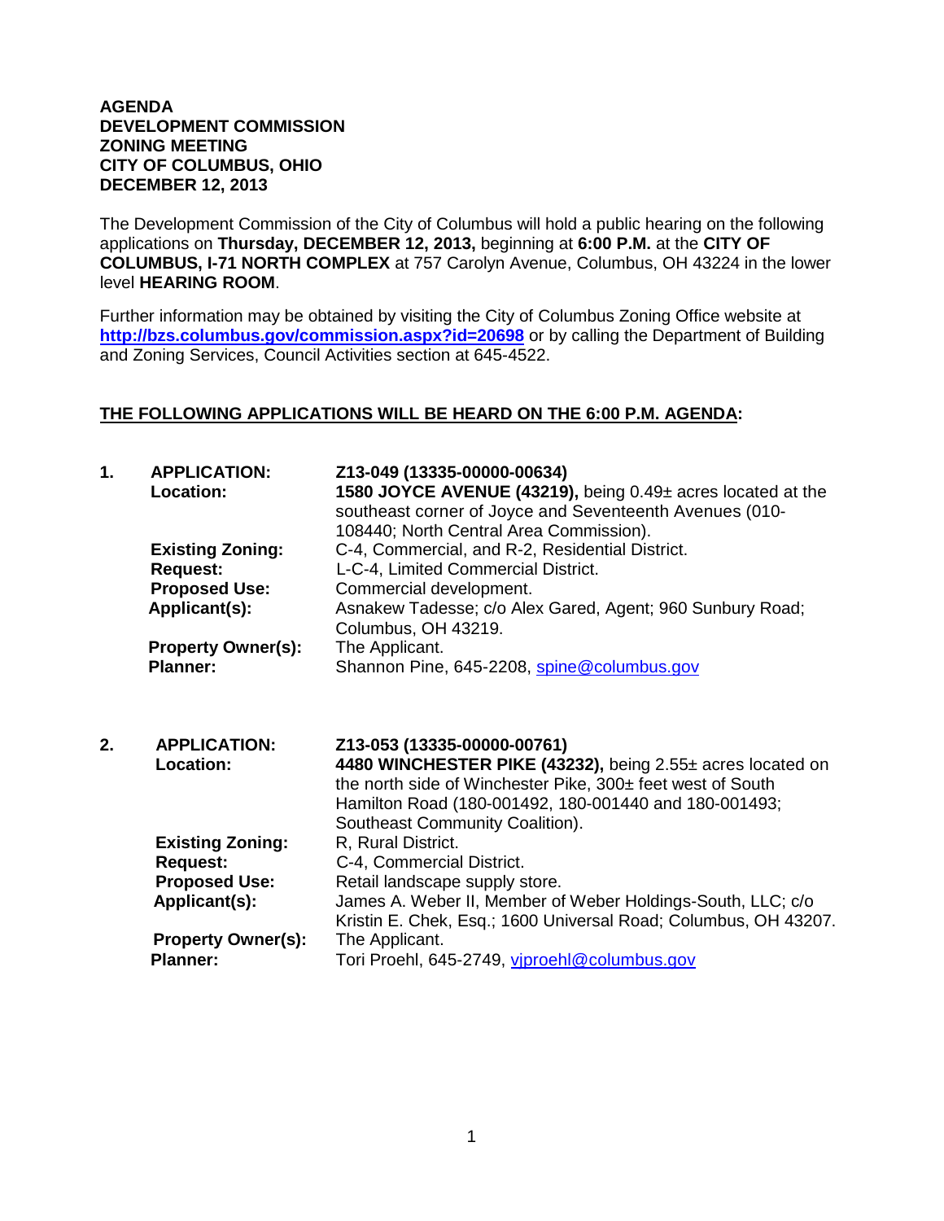**AGENDA**
**DEVELOPMENT COMMISSION**
**ZONING MEETING**
**CITY OF COLUMBUS, OHIO**
**DECEMBER 12, 2013**

The Development Commission of the City of Columbus will hold a public hearing on the following applications on **Thursday, DECEMBER 12, 2013,** beginning at **6:00 P.M.** at the **CITY OF COLUMBUS, I-71 NORTH COMPLEX** at 757 Carolyn Avenue, Columbus, OH 43224 in the lower level **HEARING ROOM**.

Further information may be obtained by visiting the City of Columbus Zoning Office website at **http://bzs.columbus.gov/commission.aspx?id=20698** or by calling the Department of Building and Zoning Services, Council Activities section at 645-4522.

**THE FOLLOWING APPLICATIONS WILL BE HEARD ON THE 6:00 P.M. AGENDA:**

**1. APPLICATION:** **Z13-049 (13335-00000-00634)**
**Location:** **1580 JOYCE AVENUE (43219),** being 0.49± acres located at the southeast corner of Joyce and Seventeenth Avenues (010-108440; North Central Area Commission).
**Existing Zoning:** C-4, Commercial, and R-2, Residential District.
**Request:** L-C-4, Limited Commercial District.
**Proposed Use:** Commercial development.
**Applicant(s):** Asnakew Tadesse; c/o Alex Gared, Agent; 960 Sunbury Road; Columbus, OH 43219.
**Property Owner(s):** The Applicant.
**Planner:** Shannon Pine, 645-2208, spine@columbus.gov

**2. APPLICATION:** **Z13-053 (13335-00000-00761)**
**Location:** **4480 WINCHESTER PIKE (43232),** being 2.55± acres located on the north side of Winchester Pike, 300± feet west of South Hamilton Road (180-001492, 180-001440 and 180-001493; Southeast Community Coalition).
**Existing Zoning:** R, Rural District.
**Request:** C-4, Commercial District.
**Proposed Use:** Retail landscape supply store.
**Applicant(s):** James A. Weber II, Member of Weber Holdings-South, LLC; c/o Kristin E. Chek, Esq.; 1600 Universal Road; Columbus, OH 43207.
**Property Owner(s):** The Applicant.
**Planner:** Tori Proehl, 645-2749, vjproehl@columbus.gov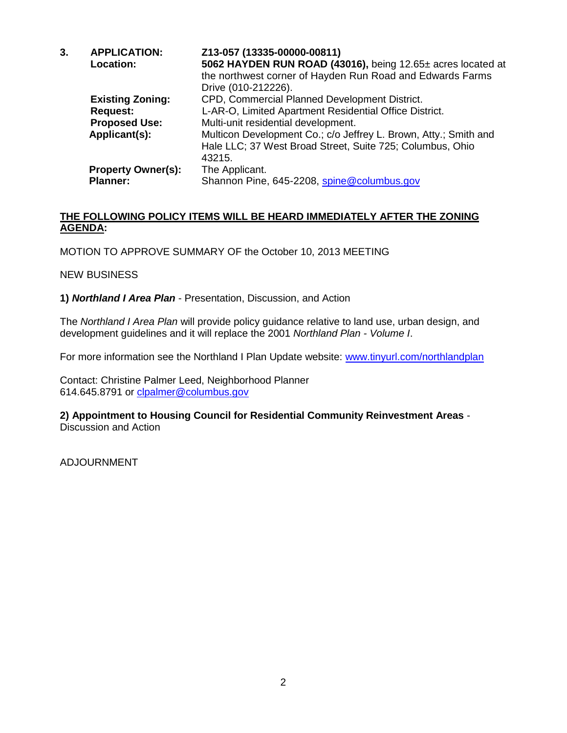**3. APPLICATION:** **Z13-057 (13335-00000-00811)**

**Location:** **5062 HAYDEN RUN ROAD (43016),** being 12.65± acres located at the northwest corner of Hayden Run Road and Edwards Farms Drive (010-212226).

**Existing Zoning:** CPD, Commercial Planned Development District.

**Request:** L-AR-O, Limited Apartment Residential Office District.

**Proposed Use:** Multi-unit residential development.

**Applicant(s):** Multicon Development Co.; c/o Jeffrey L. Brown, Atty.; Smith and Hale LLC; 37 West Broad Street, Suite 725; Columbus, Ohio 43215.

**Property Owner(s):** The Applicant.

**Planner:** Shannon Pine, 645-2208, spine@columbus.gov

**THE FOLLOWING POLICY ITEMS WILL BE HEARD IMMEDIATELY AFTER THE ZONING AGENDA:**

MOTION TO APPROVE SUMMARY OF the October 10, 2013 MEETING

NEW BUSINESS

**1) *Northland I Area Plan*** - Presentation, Discussion, and Action

The *Northland I Area Plan* will provide policy guidance relative to land use, urban design, and development guidelines and it will replace the 2001 *Northland Plan - Volume I*.

For more information see the Northland I Plan Update website: www.tinyurl.com/northlandplan

Contact: Christine Palmer Leed, Neighborhood Planner
614.645.8791 or clpalmer@columbus.gov

**2) Appointment to Housing Council for Residential Community Reinvestment Areas** - Discussion and Action

ADJOURNMENT